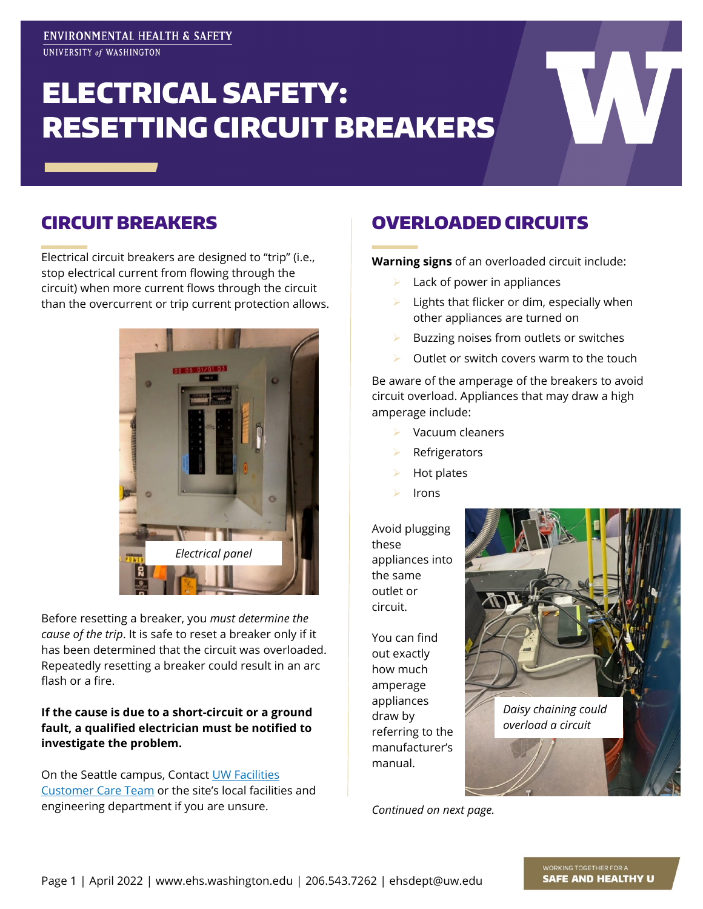ENVIRONMENTAL HEALTH & SAFETY
UNIVERSITY of WASHINGTON

# ELECTRICAL SAFETY: RESETTING CIRCUIT BREAKERS

## CIRCUIT BREAKERS

Electrical circuit breakers are designed to "trip" (i.e., stop electrical current from flowing through the circuit) when more current flows through the circuit than the overcurrent or trip current protection allows.

*Electrical panel*

Before resetting a breaker, you *must determine the cause of the trip*. It is safe to reset a breaker only if it has been determined that the circuit was overloaded. Repeatedly resetting a breaker could result in an arc flash or a fire.

**If the cause is due to a short-circuit or a ground fault, a qualified electrician must be notified to investigate the problem.**

On the Seattle campus, Contact UW Facilities Customer Care Team or the site's local facilities and engineering department if you are unsure.

## OVERLOADED CIRCUITS

**Warning signs** of an overloaded circuit include:

- Lack of power in appliances
- Lights that flicker or dim, especially when other appliances are turned on
- Buzzing noises from outlets or switches
- Outlet or switch covers warm to the touch

Be aware of the amperage of the breakers to avoid circuit overload. Appliances that may draw a high amperage include:

- Vacuum cleaners
- Refrigerators
- Hot plates
- Irons

Avoid plugging these appliances into the same outlet or circuit.

You can find out exactly how much amperage appliances draw by referring to the manufacturer's manual.

*Daisy chaining could overload a circuit*

*Continued on next page.*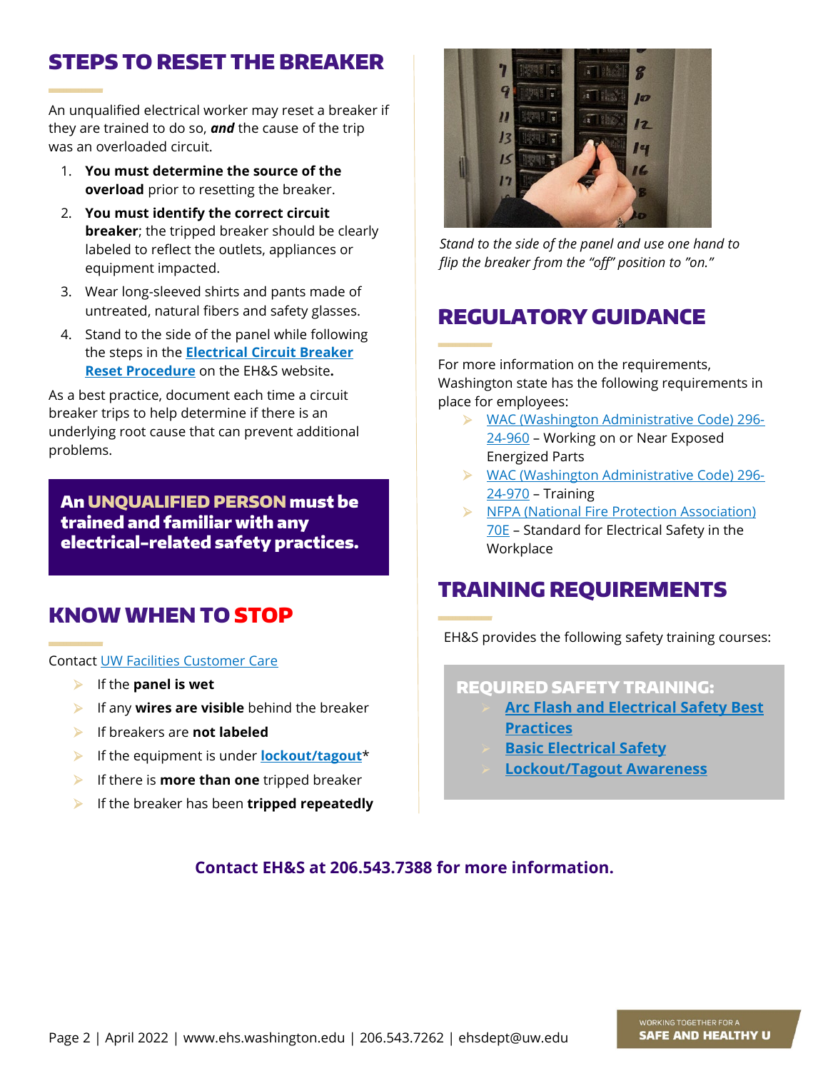## STEPS TO RESET THE BREAKER

An unqualified electrical worker may reset a breaker if they are trained to do so, ***and*** the cause of the trip was an overloaded circuit.

1. **You must determine the source of the overload** prior to resetting the breaker.
2. **You must identify the correct circuit breaker**; the tripped breaker should be clearly labeled to reflect the outlets, appliances or equipment impacted.
3. Wear long-sleeved shirts and pants made of untreated, natural fibers and safety glasses.
4. Stand to the side of the panel while following the steps in the **Electrical Circuit Breaker Reset Procedure** on the EH&S website**.**

As a best practice, document each time a circuit breaker trips to help determine if there is an underlying root cause that can prevent additional problems.

**An UNQUALIFIED PERSON must be trained and familiar with any electrical-related safety practices.**

## KNOW WHEN TO STOP

Contact UW Facilities Customer Care

- If the **panel is wet**
- If any **wires are visible** behind the breaker
- If breakers are **not labeled**
- If the equipment is under **lockout/tagout***
- If there is **more than one** tripped breaker
- If the breaker has been **tripped repeatedly**

*Stand to the side of the panel and use one hand to flip the breaker from the "off" position to "on."*

## REGULATORY GUIDANCE

For more information on the requirements, Washington state has the following requirements in place for employees:

- WAC (Washington Administrative Code) 296-24-960 – Working on or Near Exposed Energized Parts
- WAC (Washington Administrative Code) 296-24-970 – Training
- NFPA (National Fire Protection Association) 70E – Standard for Electrical Safety in the Workplace

## TRAINING REQUIREMENTS

EH&S provides the following safety training courses:

**REQUIRED SAFETY TRAINING:**

- **Arc Flash and Electrical Safety Best Practices**
- **Basic Electrical Safety**
- **Lockout/Tagout Awareness**

**Contact EH&S at 206.543.7388 for more information.**